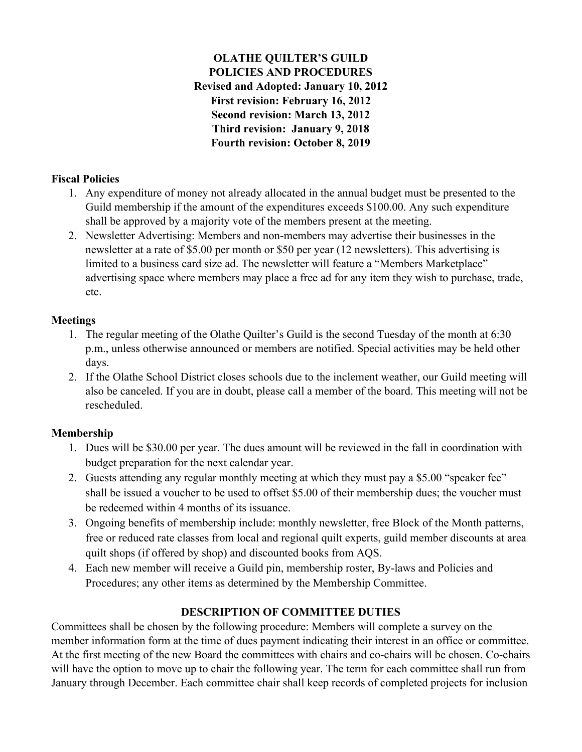# OLATHE QUILTER'S GUILD
# POLICIES AND PROCEDURES

**Revised and Adopted: January 10, 2012**
**First revision: February 16, 2012**
**Second revision: March 13, 2012**
**Third revision: January 9, 2018**
**Fourth revision: October 8, 2019**

## Fiscal Policies

1. Any expenditure of money not already allocated in the annual budget must be presented to the Guild membership if the amount of the expenditures exceeds $100.00. Any such expenditure shall be approved by a majority vote of the members present at the meeting.
2. Newsletter Advertising: Members and non-members may advertise their businesses in the newsletter at a rate of $5.00 per month or $50 per year (12 newsletters). This advertising is limited to a business card size ad. The newsletter will feature a "Members Marketplace" advertising space where members may place a free ad for any item they wish to purchase, trade, etc.

## Meetings

1. The regular meeting of the Olathe Quilter's Guild is the second Tuesday of the month at 6:30 p.m., unless otherwise announced or members are notified. Special activities may be held other days.
2. If the Olathe School District closes schools due to the inclement weather, our Guild meeting will also be canceled. If you are in doubt, please call a member of the board. This meeting will not be rescheduled.

## Membership

1. Dues will be $30.00 per year. The dues amount will be reviewed in the fall in coordination with budget preparation for the next calendar year.
2. Guests attending any regular monthly meeting at which they must pay a $5.00 "speaker fee" shall be issued a voucher to be used to offset $5.00 of their membership dues; the voucher must be redeemed within 4 months of its issuance.
3. Ongoing benefits of membership include: monthly newsletter, free Block of the Month patterns, free or reduced rate classes from local and regional quilt experts, guild member discounts at area quilt shops (if offered by shop) and discounted books from AQS.
4. Each new member will receive a Guild pin, membership roster, By-laws and Policies and Procedures; any other items as determined by the Membership Committee.

## DESCRIPTION OF COMMITTEE DUTIES

Committees shall be chosen by the following procedure: Members will complete a survey on the member information form at the time of dues payment indicating their interest in an office or committee. At the first meeting of the new Board the committees with chairs and co-chairs will be chosen. Co-chairs will have the option to move up to chair the following year. The term for each committee shall run from January through December. Each committee chair shall keep records of completed projects for inclusion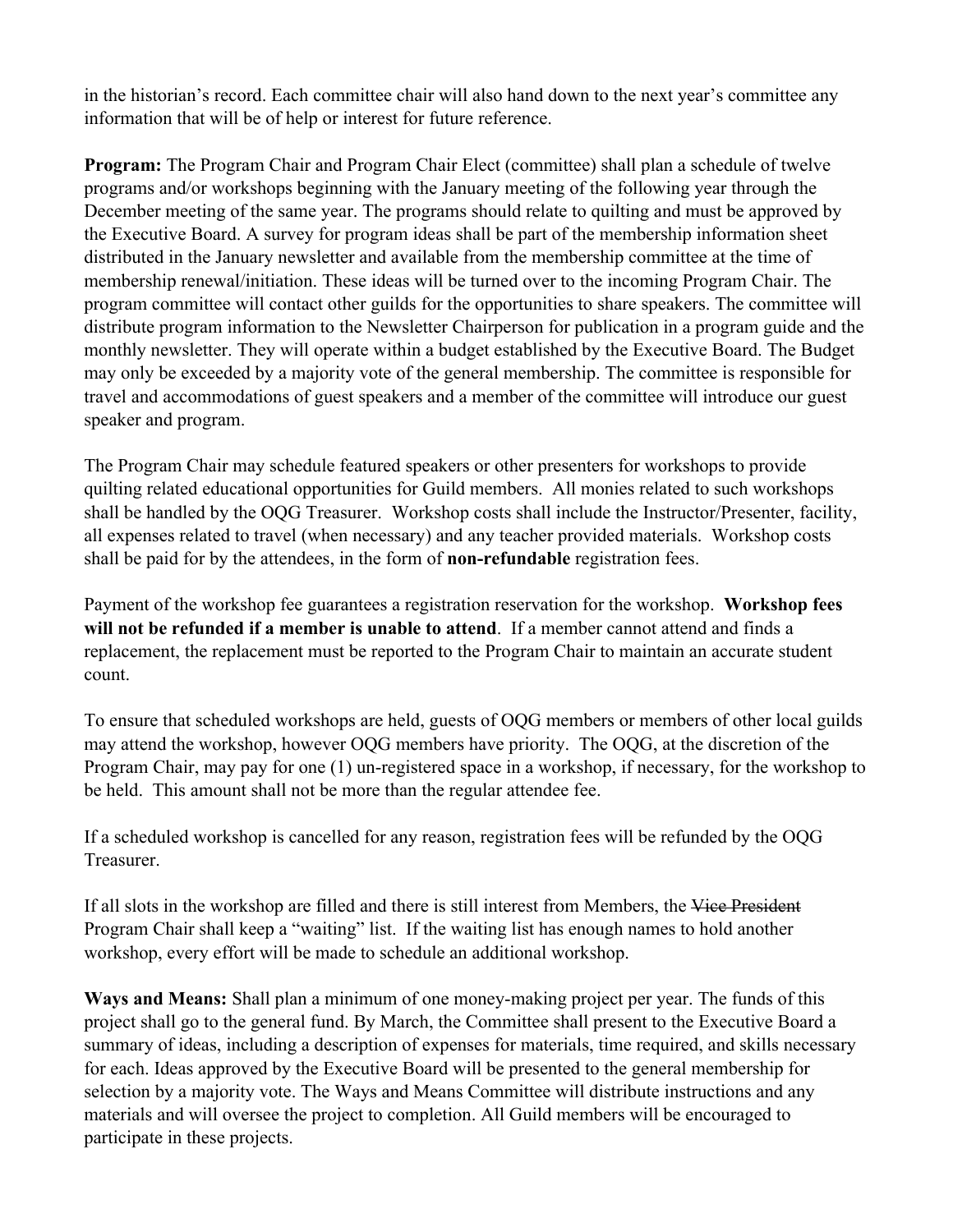in the historian's record. Each committee chair will also hand down to the next year's committee any information that will be of help or interest for future reference.

**Program:** The Program Chair and Program Chair Elect (committee) shall plan a schedule of twelve programs and/or workshops beginning with the January meeting of the following year through the December meeting of the same year. The programs should relate to quilting and must be approved by the Executive Board. A survey for program ideas shall be part of the membership information sheet distributed in the January newsletter and available from the membership committee at the time of membership renewal/initiation. These ideas will be turned over to the incoming Program Chair. The program committee will contact other guilds for the opportunities to share speakers. The committee will distribute program information to the Newsletter Chairperson for publication in a program guide and the monthly newsletter. They will operate within a budget established by the Executive Board. The Budget may only be exceeded by a majority vote of the general membership. The committee is responsible for travel and accommodations of guest speakers and a member of the committee will introduce our guest speaker and program.

The Program Chair may schedule featured speakers or other presenters for workshops to provide quilting related educational opportunities for Guild members. All monies related to such workshops shall be handled by the OQG Treasurer. Workshop costs shall include the Instructor/Presenter, facility, all expenses related to travel (when necessary) and any teacher provided materials. Workshop costs shall be paid for by the attendees, in the form of **non-refundable** registration fees.

Payment of the workshop fee guarantees a registration reservation for the workshop. **Workshop fees will not be refunded if a member is unable to attend**. If a member cannot attend and finds a replacement, the replacement must be reported to the Program Chair to maintain an accurate student count.

To ensure that scheduled workshops are held, guests of OQG members or members of other local guilds may attend the workshop, however OQG members have priority. The OQG, at the discretion of the Program Chair, may pay for one (1) un-registered space in a workshop, if necessary, for the workshop to be held. This amount shall not be more than the regular attendee fee.

If a scheduled workshop is cancelled for any reason, registration fees will be refunded by the OQG Treasurer.

If all slots in the workshop are filled and there is still interest from Members, the ~~Vice President~~ Program Chair shall keep a "waiting" list. If the waiting list has enough names to hold another workshop, every effort will be made to schedule an additional workshop.

**Ways and Means:** Shall plan a minimum of one money-making project per year. The funds of this project shall go to the general fund. By March, the Committee shall present to the Executive Board a summary of ideas, including a description of expenses for materials, time required, and skills necessary for each. Ideas approved by the Executive Board will be presented to the general membership for selection by a majority vote. The Ways and Means Committee will distribute instructions and any materials and will oversee the project to completion. All Guild members will be encouraged to participate in these projects.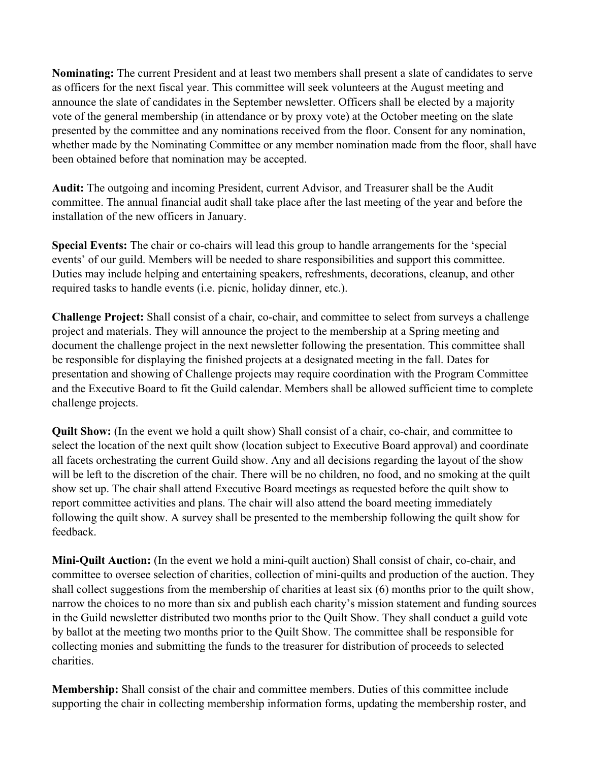**Nominating:** The current President and at least two members shall present a slate of candidates to serve as officers for the next fiscal year. This committee will seek volunteers at the August meeting and announce the slate of candidates in the September newsletter. Officers shall be elected by a majority vote of the general membership (in attendance or by proxy vote) at the October meeting on the slate presented by the committee and any nominations received from the floor. Consent for any nomination, whether made by the Nominating Committee or any member nomination made from the floor, shall have been obtained before that nomination may be accepted.

**Audit:** The outgoing and incoming President, current Advisor, and Treasurer shall be the Audit committee. The annual financial audit shall take place after the last meeting of the year and before the installation of the new officers in January.

**Special Events:** The chair or co-chairs will lead this group to handle arrangements for the 'special events' of our guild. Members will be needed to share responsibilities and support this committee. Duties may include helping and entertaining speakers, refreshments, decorations, cleanup, and other required tasks to handle events (i.e. picnic, holiday dinner, etc.).

**Challenge Project:** Shall consist of a chair, co-chair, and committee to select from surveys a challenge project and materials. They will announce the project to the membership at a Spring meeting and document the challenge project in the next newsletter following the presentation. This committee shall be responsible for displaying the finished projects at a designated meeting in the fall. Dates for presentation and showing of Challenge projects may require coordination with the Program Committee and the Executive Board to fit the Guild calendar. Members shall be allowed sufficient time to complete challenge projects.

**Quilt Show:** (In the event we hold a quilt show) Shall consist of a chair, co-chair, and committee to select the location of the next quilt show (location subject to Executive Board approval) and coordinate all facets orchestrating the current Guild show. Any and all decisions regarding the layout of the show will be left to the discretion of the chair. There will be no children, no food, and no smoking at the quilt show set up. The chair shall attend Executive Board meetings as requested before the quilt show to report committee activities and plans. The chair will also attend the board meeting immediately following the quilt show. A survey shall be presented to the membership following the quilt show for feedback.

**Mini-Quilt Auction:** (In the event we hold a mini-quilt auction) Shall consist of chair, co-chair, and committee to oversee selection of charities, collection of mini-quilts and production of the auction. They shall collect suggestions from the membership of charities at least six (6) months prior to the quilt show, narrow the choices to no more than six and publish each charity's mission statement and funding sources in the Guild newsletter distributed two months prior to the Quilt Show. They shall conduct a guild vote by ballot at the meeting two months prior to the Quilt Show. The committee shall be responsible for collecting monies and submitting the funds to the treasurer for distribution of proceeds to selected charities.

**Membership:** Shall consist of the chair and committee members. Duties of this committee include supporting the chair in collecting membership information forms, updating the membership roster, and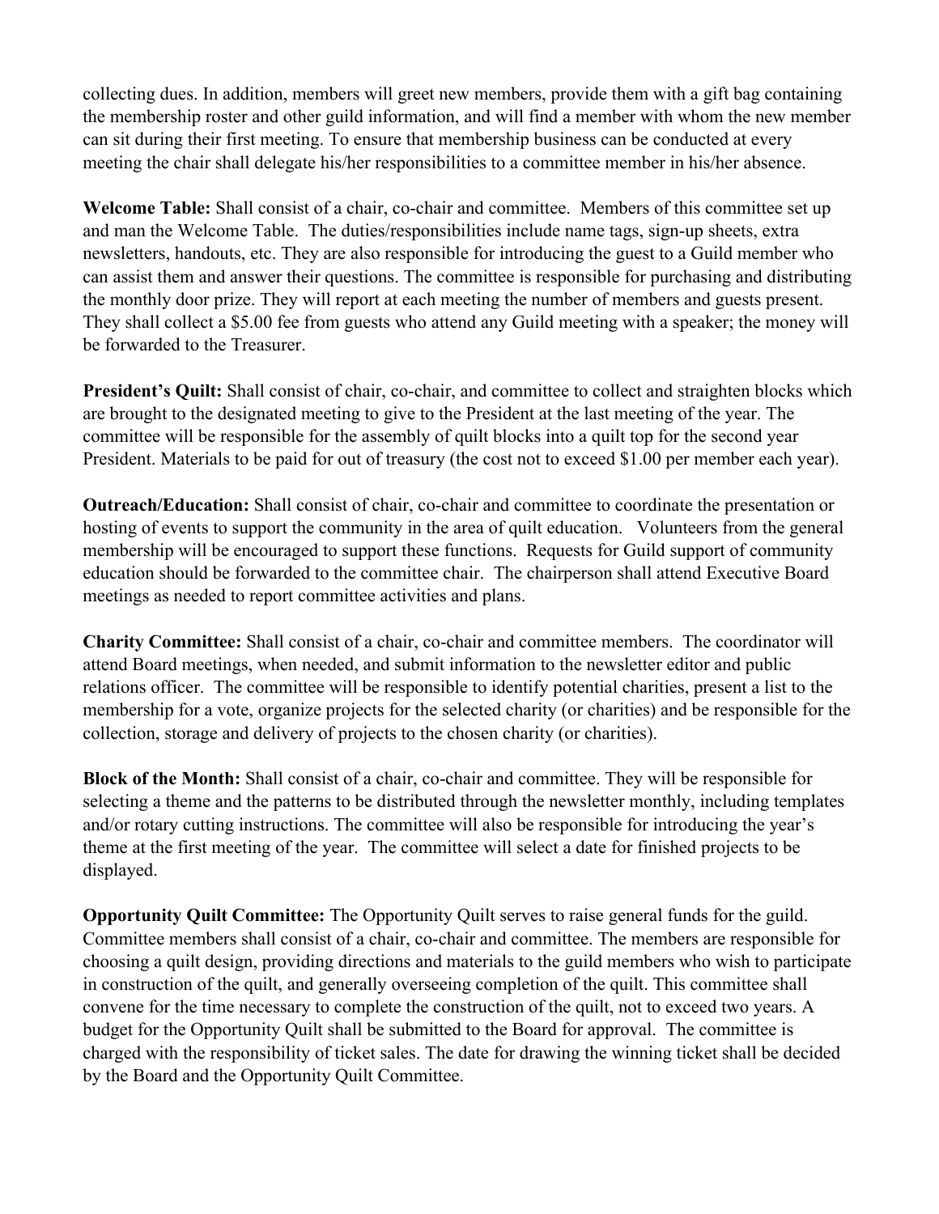collecting dues. In addition, members will greet new members, provide them with a gift bag containing the membership roster and other guild information, and will find a member with whom the new member can sit during their first meeting. To ensure that membership business can be conducted at every meeting the chair shall delegate his/her responsibilities to a committee member in his/her absence.

**Welcome Table:** Shall consist of a chair, co-chair and committee. Members of this committee set up and man the Welcome Table. The duties/responsibilities include name tags, sign-up sheets, extra newsletters, handouts, etc. They are also responsible for introducing the guest to a Guild member who can assist them and answer their questions. The committee is responsible for purchasing and distributing the monthly door prize. They will report at each meeting the number of members and guests present. They shall collect a $5.00 fee from guests who attend any Guild meeting with a speaker; the money will be forwarded to the Treasurer.

**President's Quilt:** Shall consist of chair, co-chair, and committee to collect and straighten blocks which are brought to the designated meeting to give to the President at the last meeting of the year. The committee will be responsible for the assembly of quilt blocks into a quilt top for the second year President. Materials to be paid for out of treasury (the cost not to exceed $1.00 per member each year).

**Outreach/Education:** Shall consist of chair, co-chair and committee to coordinate the presentation or hosting of events to support the community in the area of quilt education. Volunteers from the general membership will be encouraged to support these functions. Requests for Guild support of community education should be forwarded to the committee chair. The chairperson shall attend Executive Board meetings as needed to report committee activities and plans.

**Charity Committee:** Shall consist of a chair, co-chair and committee members. The coordinator will attend Board meetings, when needed, and submit information to the newsletter editor and public relations officer. The committee will be responsible to identify potential charities, present a list to the membership for a vote, organize projects for the selected charity (or charities) and be responsible for the collection, storage and delivery of projects to the chosen charity (or charities).

**Block of the Month:** Shall consist of a chair, co-chair and committee. They will be responsible for selecting a theme and the patterns to be distributed through the newsletter monthly, including templates and/or rotary cutting instructions. The committee will also be responsible for introducing the year's theme at the first meeting of the year. The committee will select a date for finished projects to be displayed.

**Opportunity Quilt Committee:** The Opportunity Quilt serves to raise general funds for the guild. Committee members shall consist of a chair, co-chair and committee. The members are responsible for choosing a quilt design, providing directions and materials to the guild members who wish to participate in construction of the quilt, and generally overseeing completion of the quilt. This committee shall convene for the time necessary to complete the construction of the quilt, not to exceed two years. A budget for the Opportunity Quilt shall be submitted to the Board for approval. The committee is charged with the responsibility of ticket sales. The date for drawing the winning ticket shall be decided by the Board and the Opportunity Quilt Committee.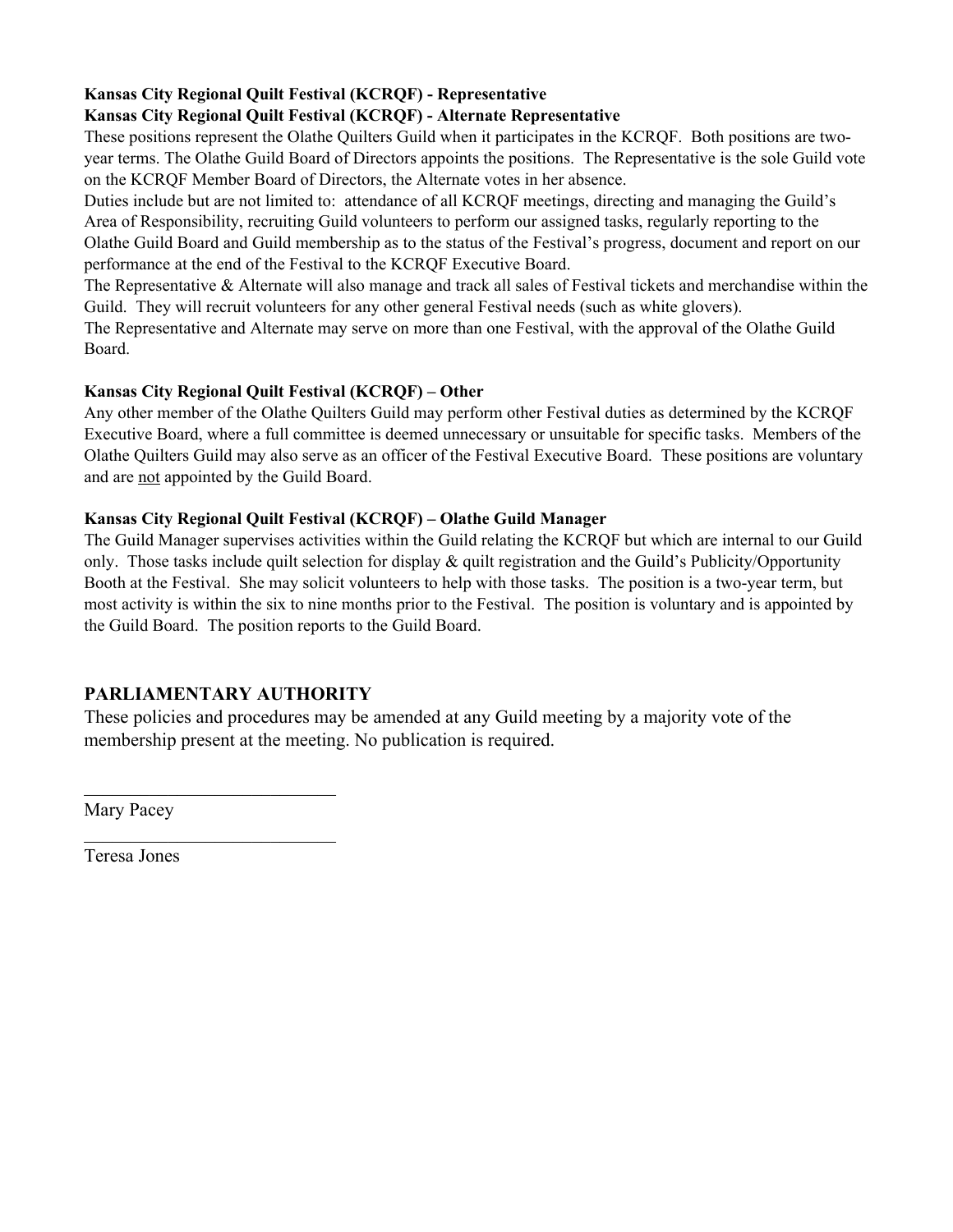**Kansas City Regional Quilt Festival (KCRQF) - Representative**
**Kansas City Regional Quilt Festival (KCRQF) - Alternate Representative**

These positions represent the Olathe Quilters Guild when it participates in the KCRQF. Both positions are two-year terms. The Olathe Guild Board of Directors appoints the positions. The Representative is the sole Guild vote on the KCRQF Member Board of Directors, the Alternate votes in her absence.

Duties include but are not limited to: attendance of all KCRQF meetings, directing and managing the Guild's Area of Responsibility, recruiting Guild volunteers to perform our assigned tasks, regularly reporting to the Olathe Guild Board and Guild membership as to the status of the Festival's progress, document and report on our performance at the end of the Festival to the KCRQF Executive Board.

The Representative & Alternate will also manage and track all sales of Festival tickets and merchandise within the Guild. They will recruit volunteers for any other general Festival needs (such as white glovers).

The Representative and Alternate may serve on more than one Festival, with the approval of the Olathe Guild Board.

**Kansas City Regional Quilt Festival (KCRQF) – Other**

Any other member of the Olathe Quilters Guild may perform other Festival duties as determined by the KCRQF Executive Board, where a full committee is deemed unnecessary or unsuitable for specific tasks. Members of the Olathe Quilters Guild may also serve as an officer of the Festival Executive Board. These positions are voluntary and are <u>not</u> appointed by the Guild Board.

**Kansas City Regional Quilt Festival (KCRQF) – Olathe Guild Manager**

The Guild Manager supervises activities within the Guild relating the KCRQF but which are internal to our Guild only. Those tasks include quilt selection for display & quilt registration and the Guild's Publicity/Opportunity Booth at the Festival. She may solicit volunteers to help with those tasks. The position is a two-year term, but most activity is within the six to nine months prior to the Festival. The position is voluntary and is appointed by the Guild Board. The position reports to the Guild Board.

## PARLIAMENTARY AUTHORITY

These policies and procedures may be amended at any Guild meeting by a majority vote of the membership present at the meeting. No publication is required.

\_\_\_\_\_\_\_\_\_\_\_\_\_\_\_\_\_\_\_\_\_\_\_\_\_\_\_\_

Mary Pacey

\_\_\_\_\_\_\_\_\_\_\_\_\_\_\_\_\_\_\_\_\_\_\_\_\_\_\_\_

Teresa Jones